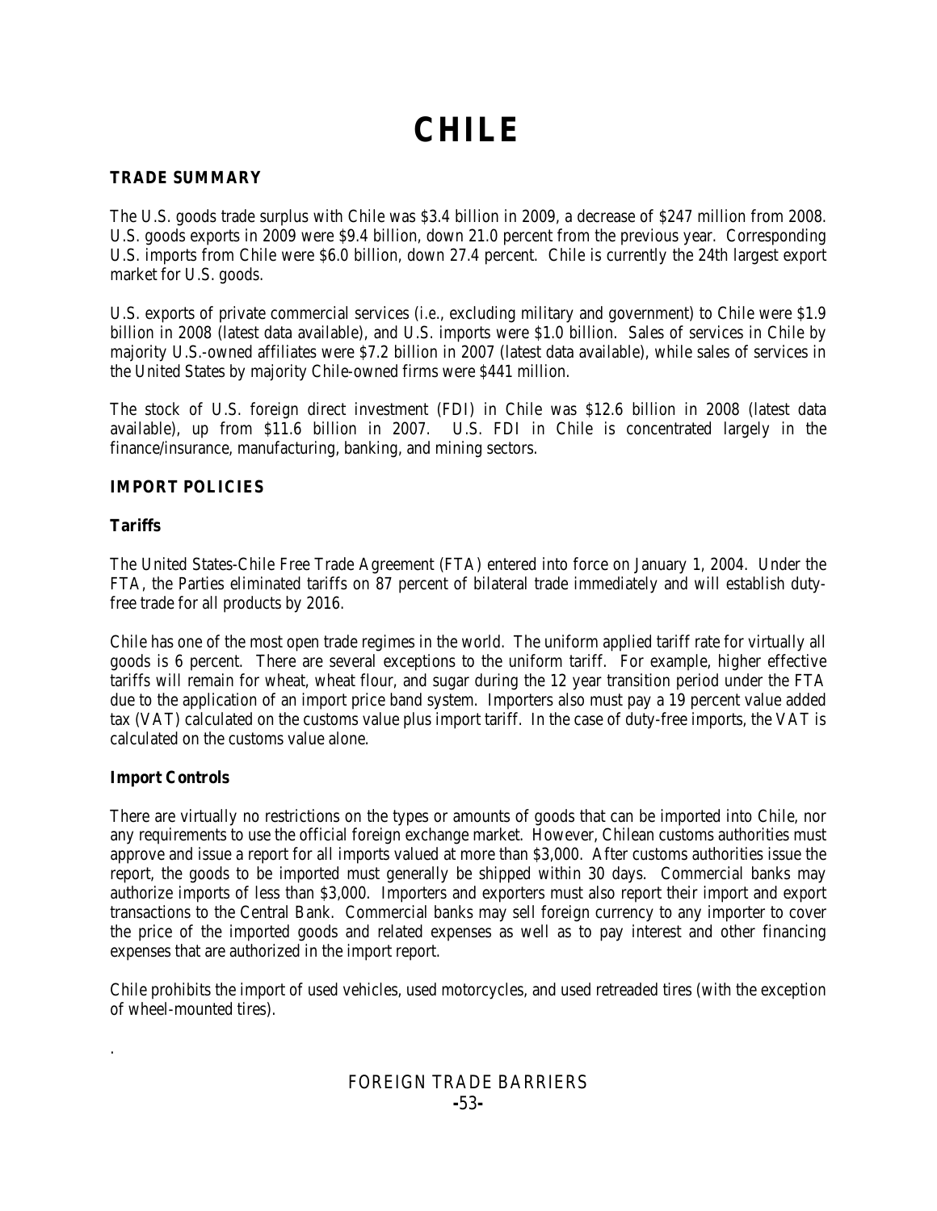# CHILE

## TRADE SUMMARY

The U.S. goods trade surplus with Chile was $3.4 billion in 2009, a decrease of $247 million from 2008. U.S. goods exports in 2009 were $9.4 billion, down 21.0 percent from the previous year. Corresponding U.S. imports from Chile were $6.0 billion, down 27.4 percent. Chile is currently the 24th largest export market for U.S. goods.

U.S. exports of private commercial services (*i.e.*, excluding military and government) to Chile were $1.9 billion in 2008 (latest data available), and U.S. imports were $1.0 billion. Sales of services in Chile by majority U.S.-owned affiliates were $7.2 billion in 2007 (latest data available), while sales of services in the United States by majority Chile-owned firms were $441 million.

The stock of U.S. foreign direct investment (FDI) in Chile was $12.6 billion in 2008 (latest data available), up from $11.6 billion in 2007. U.S. FDI in Chile is concentrated largely in the finance/insurance, manufacturing, banking, and mining sectors.

## IMPORT POLICIES

### Tariffs

The United States-Chile Free Trade Agreement (FTA) entered into force on January 1, 2004. Under the FTA, the Parties eliminated tariffs on 87 percent of bilateral trade immediately and will establish duty-free trade for all products by 2016.

Chile has one of the most open trade regimes in the world. The uniform applied tariff rate for virtually all goods is 6 percent. There are several exceptions to the uniform tariff. For example, higher effective tariffs will remain for wheat, wheat flour, and sugar during the 12 year transition period under the FTA due to the application of an import price band system. Importers also must pay a 19 percent value added tax (VAT) calculated on the customs value plus import tariff. In the case of duty-free imports, the VAT is calculated on the customs value alone.

### Import Controls

There are virtually no restrictions on the types or amounts of goods that can be imported into Chile, nor any requirements to use the official foreign exchange market. However, Chilean customs authorities must approve and issue a report for all imports valued at more than $3,000. After customs authorities issue the report, the goods to be imported must generally be shipped within 30 days. Commercial banks may authorize imports of less than $3,000. Importers and exporters must also report their import and export transactions to the Central Bank. Commercial banks may sell foreign currency to any importer to cover the price of the imported goods and related expenses as well as to pay interest and other financing expenses that are authorized in the import report.

Chile prohibits the import of used vehicles, used motorcycles, and used retreaded tires (with the exception of wheel-mounted tires).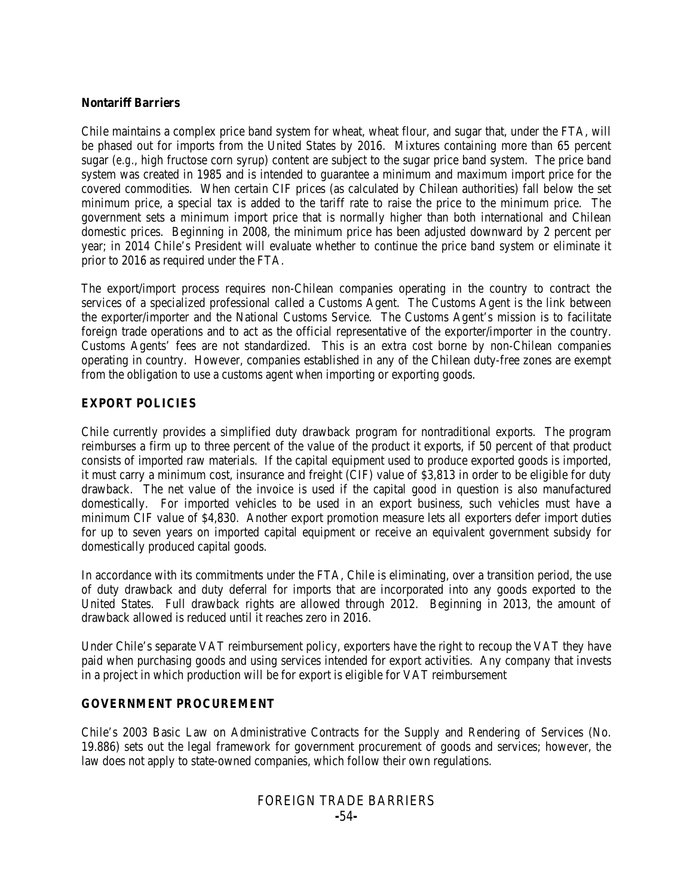### Nontariff Barriers

Chile maintains a complex price band system for wheat, wheat flour, and sugar that, under the FTA, will be phased out for imports from the United States by 2016. Mixtures containing more than 65 percent sugar (*e.g.*, high fructose corn syrup) content are subject to the sugar price band system. The price band system was created in 1985 and is intended to guarantee a minimum and maximum import price for the covered commodities. When certain CIF prices (as calculated by Chilean authorities) fall below the set minimum price, a special tax is added to the tariff rate to raise the price to the minimum price. The government sets a minimum import price that is normally higher than both international and Chilean domestic prices. Beginning in 2008, the minimum price has been adjusted downward by 2 percent per year; in 2014 Chile's President will evaluate whether to continue the price band system or eliminate it prior to 2016 as required under the FTA.

The export/import process requires non-Chilean companies operating in the country to contract the services of a specialized professional called a Customs Agent. The Customs Agent is the link between the exporter/importer and the National Customs Service. The Customs Agent's mission is to facilitate foreign trade operations and to act as the official representative of the exporter/importer in the country. Customs Agents' fees are not standardized. This is an extra cost borne by non-Chilean companies operating in country. However, companies established in any of the Chilean duty-free zones are exempt from the obligation to use a customs agent when importing or exporting goods.

## EXPORT POLICIES

Chile currently provides a simplified duty drawback program for nontraditional exports. The program reimburses a firm up to three percent of the value of the product it exports, if 50 percent of that product consists of imported raw materials. If the capital equipment used to produce exported goods is imported, it must carry a minimum cost, insurance and freight (CIF) value of $3,813 in order to be eligible for duty drawback. The net value of the invoice is used if the capital good in question is also manufactured domestically. For imported vehicles to be used in an export business, such vehicles must have a minimum CIF value of $4,830. Another export promotion measure lets all exporters defer import duties for up to seven years on imported capital equipment or receive an equivalent government subsidy for domestically produced capital goods.

In accordance with its commitments under the FTA, Chile is eliminating, over a transition period, the use of duty drawback and duty deferral for imports that are incorporated into any goods exported to the United States. Full drawback rights are allowed through 2012. Beginning in 2013, the amount of drawback allowed is reduced until it reaches zero in 2016.

Under Chile's separate VAT reimbursement policy, exporters have the right to recoup the VAT they have paid when purchasing goods and using services intended for export activities. Any company that invests in a project in which production will be for export is eligible for VAT reimbursement

## GOVERNMENT PROCUREMENT

Chile's 2003 Basic Law on Administrative Contracts for the Supply and Rendering of Services (No. 19.886) sets out the legal framework for government procurement of goods and services; however, the law does not apply to state-owned companies, which follow their own regulations.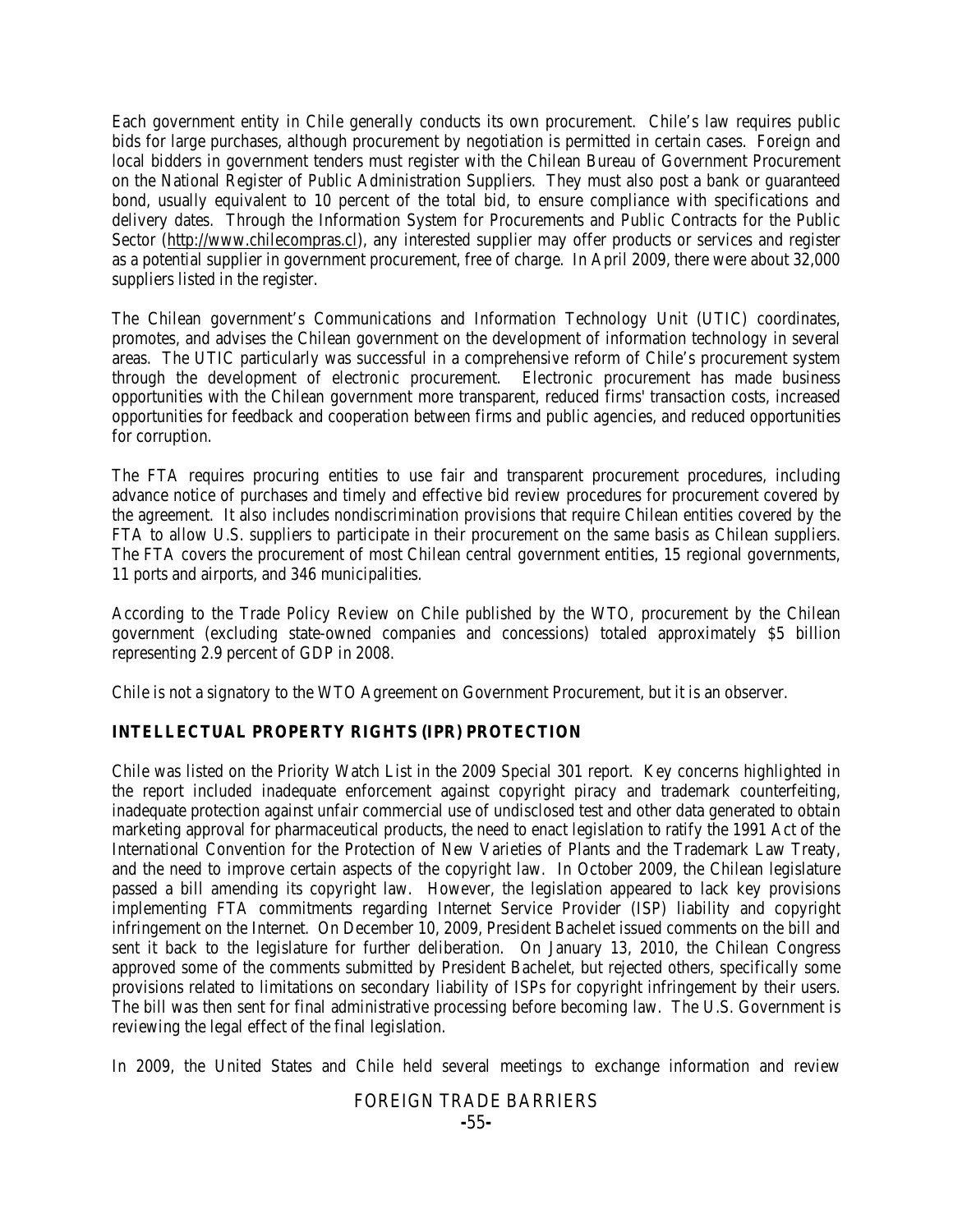Each government entity in Chile generally conducts its own procurement. Chile's law requires public bids for large purchases, although procurement by negotiation is permitted in certain cases. Foreign and local bidders in government tenders must register with the Chilean Bureau of Government Procurement on the National Register of Public Administration Suppliers. They must also post a bank or guaranteed bond, usually equivalent to 10 percent of the total bid, to ensure compliance with specifications and delivery dates. Through the Information System for Procurements and Public Contracts for the Public Sector (http://www.chilecompras.cl), any interested supplier may offer products or services and register as a potential supplier in government procurement, free of charge. In April 2009, there were about 32,000 suppliers listed in the register.

The Chilean government's Communications and Information Technology Unit (UTIC) coordinates, promotes, and advises the Chilean government on the development of information technology in several areas. The UTIC particularly was successful in a comprehensive reform of Chile's procurement system through the development of electronic procurement. Electronic procurement has made business opportunities with the Chilean government more transparent, reduced firms' transaction costs, increased opportunities for feedback and cooperation between firms and public agencies, and reduced opportunities for corruption.

The FTA requires procuring entities to use fair and transparent procurement procedures, including advance notice of purchases and timely and effective bid review procedures for procurement covered by the agreement. It also includes nondiscrimination provisions that require Chilean entities covered by the FTA to allow U.S. suppliers to participate in their procurement on the same basis as Chilean suppliers. The FTA covers the procurement of most Chilean central government entities, 15 regional governments, 11 ports and airports, and 346 municipalities.

According to the Trade Policy Review on Chile published by the WTO, procurement by the Chilean government (excluding state-owned companies and concessions) totaled approximately $5 billion representing 2.9 percent of GDP in 2008.

Chile is not a signatory to the WTO Agreement on Government Procurement, but it is an observer.

## INTELLECTUAL PROPERTY RIGHTS (IPR) PROTECTION

Chile was listed on the Priority Watch List in the 2009 Special 301 report. Key concerns highlighted in the report included inadequate enforcement against copyright piracy and trademark counterfeiting, inadequate protection against unfair commercial use of undisclosed test and other data generated to obtain marketing approval for pharmaceutical products, the need to enact legislation to ratify the 1991 Act of the International Convention for the Protection of New Varieties of Plants and the Trademark Law Treaty, and the need to improve certain aspects of the copyright law. In October 2009, the Chilean legislature passed a bill amending its copyright law. However, the legislation appeared to lack key provisions implementing FTA commitments regarding Internet Service Provider (ISP) liability and copyright infringement on the Internet. On December 10, 2009, President Bachelet issued comments on the bill and sent it back to the legislature for further deliberation. On January 13, 2010, the Chilean Congress approved some of the comments submitted by President Bachelet, but rejected others, specifically some provisions related to limitations on secondary liability of ISPs for copyright infringement by their users. The bill was then sent for final administrative processing before becoming law. The U.S. Government is reviewing the legal effect of the final legislation.

In 2009, the United States and Chile held several meetings to exchange information and review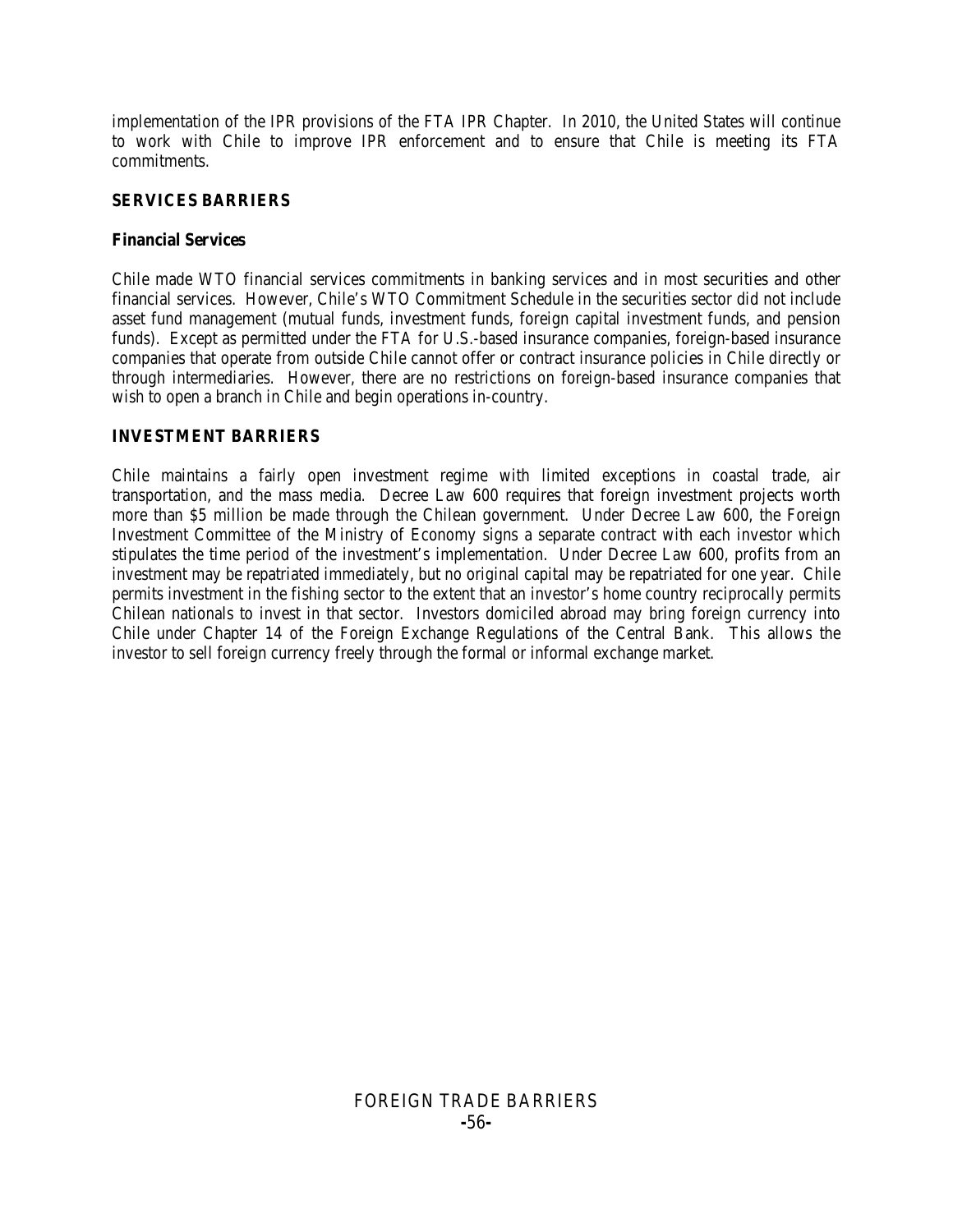implementation of the IPR provisions of the FTA IPR Chapter. In 2010, the United States will continue to work with Chile to improve IPR enforcement and to ensure that Chile is meeting its FTA commitments.

## SERVICES BARRIERS

### Financial Services

Chile made WTO financial services commitments in banking services and in most securities and other financial services. However, Chile's WTO Commitment Schedule in the securities sector did not include asset fund management (mutual funds, investment funds, foreign capital investment funds, and pension funds). Except as permitted under the FTA for U.S.-based insurance companies, foreign-based insurance companies that operate from outside Chile cannot offer or contract insurance policies in Chile directly or through intermediaries. However, there are no restrictions on foreign-based insurance companies that wish to open a branch in Chile and begin operations in-country.

## INVESTMENT BARRIERS

Chile maintains a fairly open investment regime with limited exceptions in coastal trade, air transportation, and the mass media. Decree Law 600 requires that foreign investment projects worth more than $5 million be made through the Chilean government. Under Decree Law 600, the Foreign Investment Committee of the Ministry of Economy signs a separate contract with each investor which stipulates the time period of the investment's implementation. Under Decree Law 600, profits from an investment may be repatriated immediately, but no original capital may be repatriated for one year. Chile permits investment in the fishing sector to the extent that an investor's home country reciprocally permits Chilean nationals to invest in that sector. Investors domiciled abroad may bring foreign currency into Chile under Chapter 14 of the Foreign Exchange Regulations of the Central Bank. This allows the investor to sell foreign currency freely through the formal or informal exchange market.